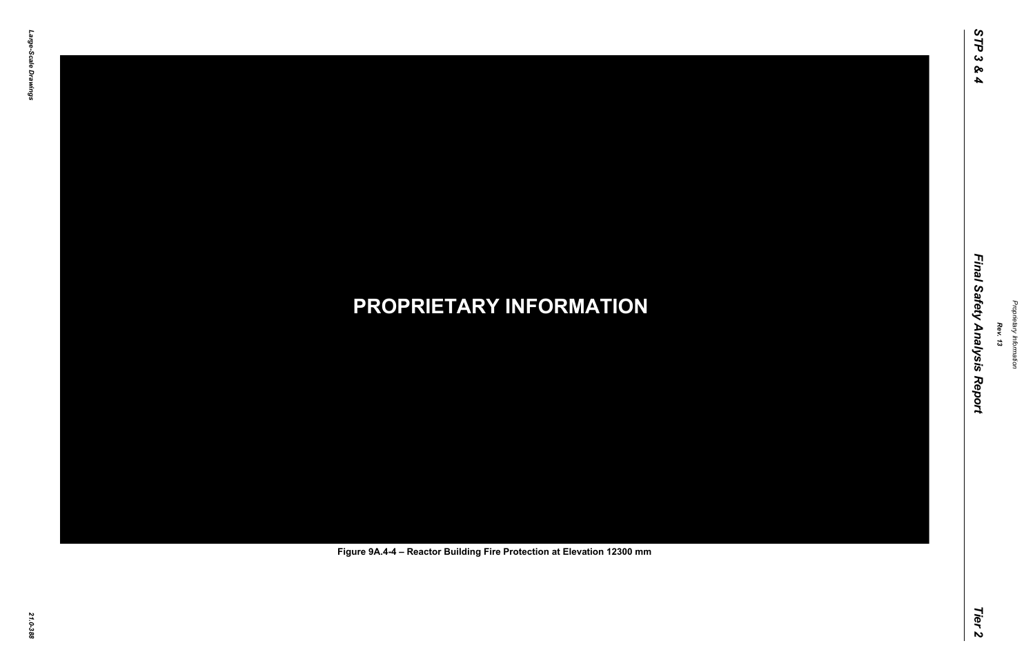PROPRIETARY INFORMATION

Figure 9A.4-4 – Reactor Building Fire Protection at Elevation 12300 mm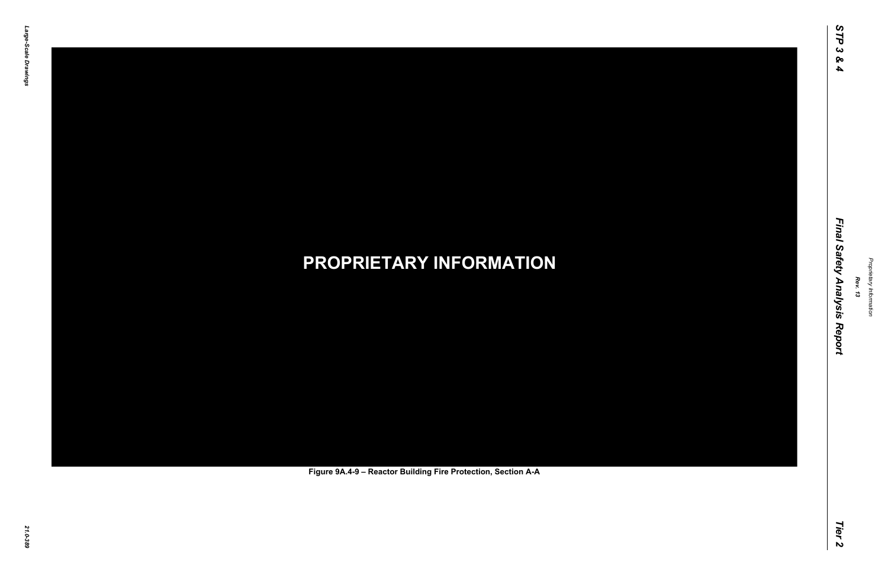**PROPRIETARY INFORMATION**

Figure 9A.4-9 – Reactor Building Fire Protection, Section A-A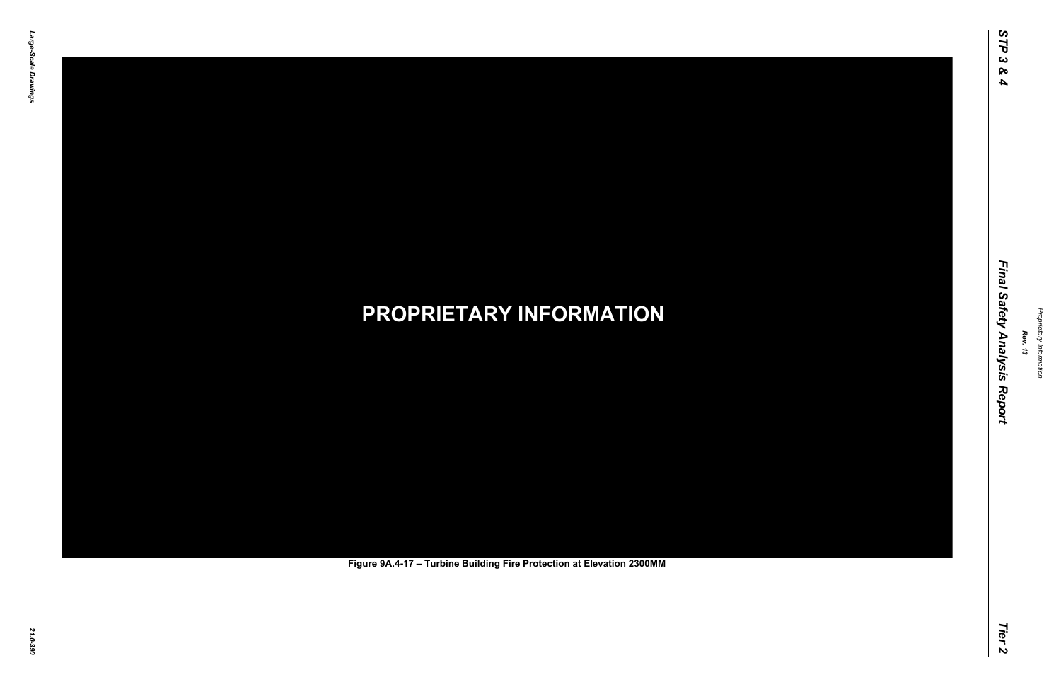**PROPRIETARY INFORMATION**

**Figure 9A.4-17 – Turbine Building Fire Protection at Elevation 2300MM**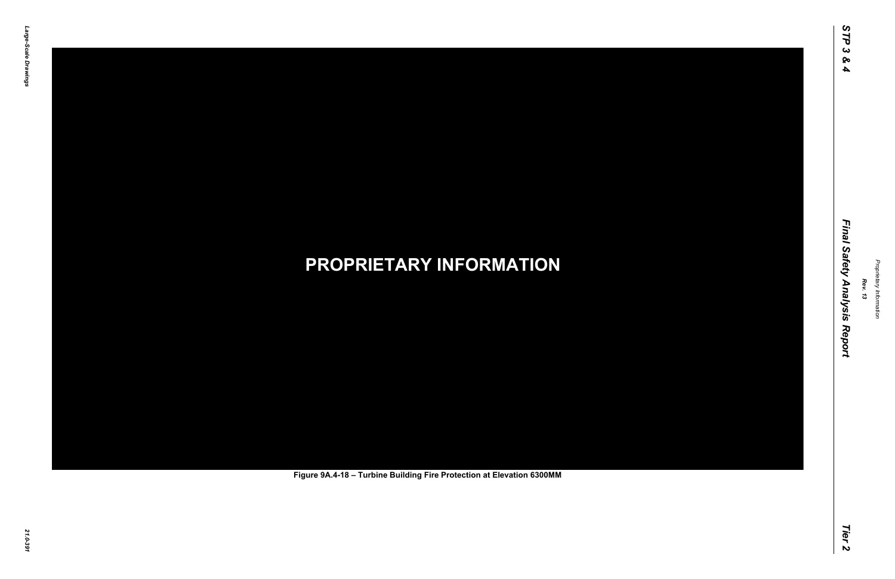**PROPRIETARY INFORMATION**

**Figure 9A.4-18 – Turbine Building Fire Protection at Elevation 6300MM**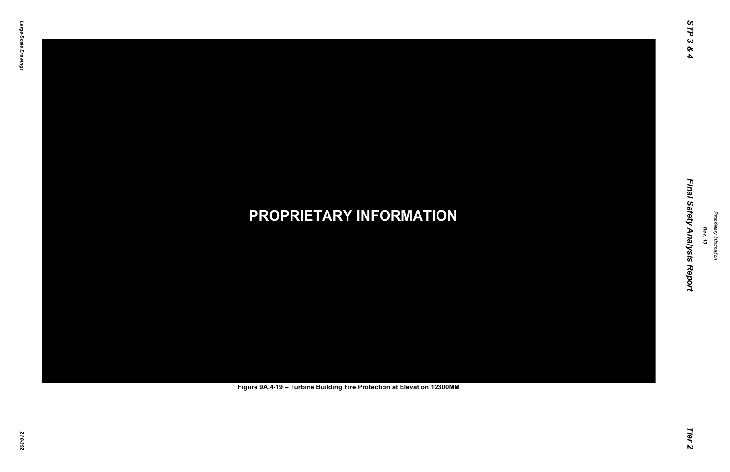**PROPRIETARY INFORMATION**

Figure 9A.4-19 – Turbine Building Fire Protection at Elevation 12300MM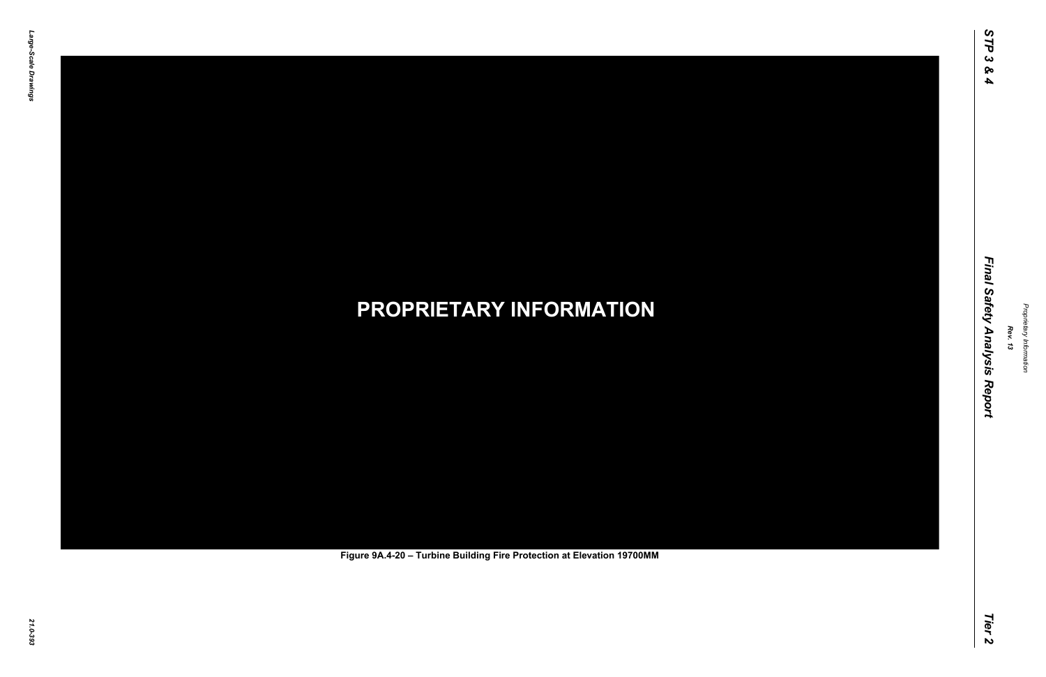PROPRIETARY INFORMATION

Figure 9A.4-20 – Turbine Building Fire Protection at Elevation 19700MM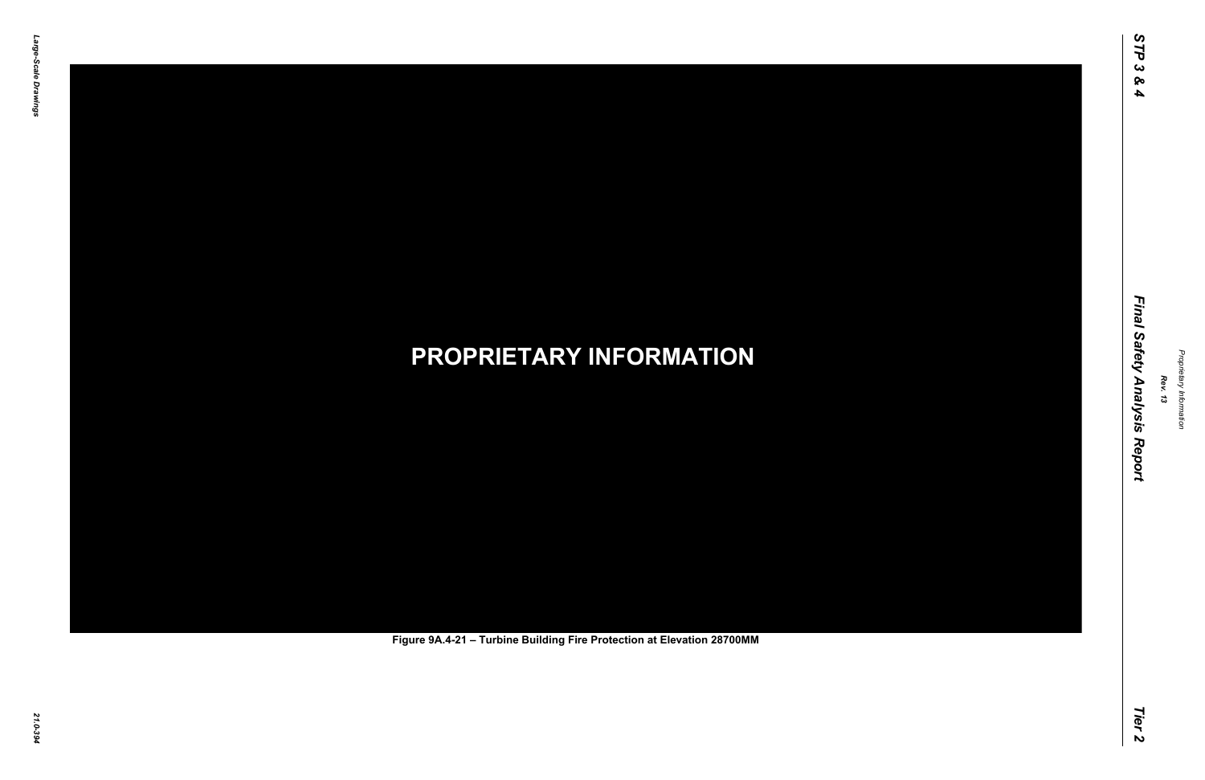**PROPRIETARY INFORMATION**

Figure 9A.4-21 – Turbine Building Fire Protection at Elevation 28700MM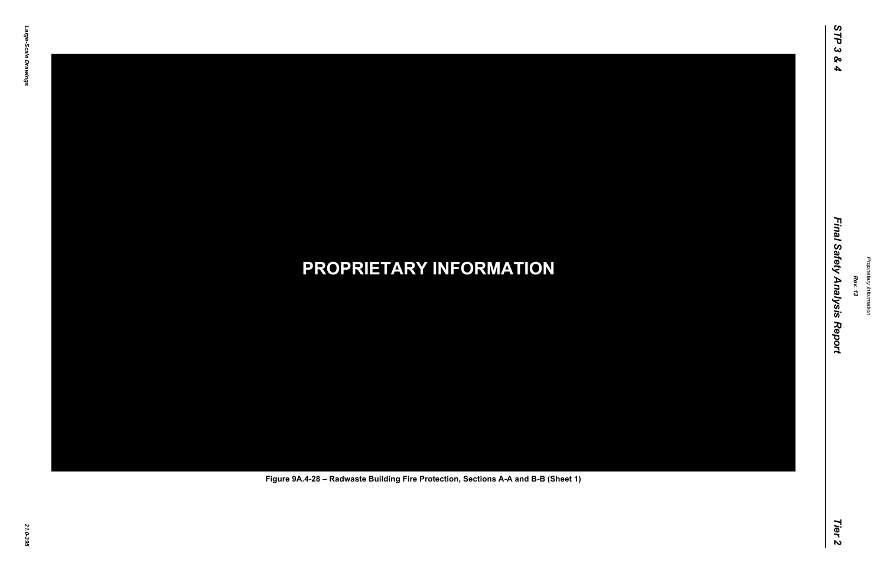PROPRIETARY INFORMATION

Figure 9A.4-28 – Radwaste Building Fire Protection, Sections A-A and B-B (Sheet 1)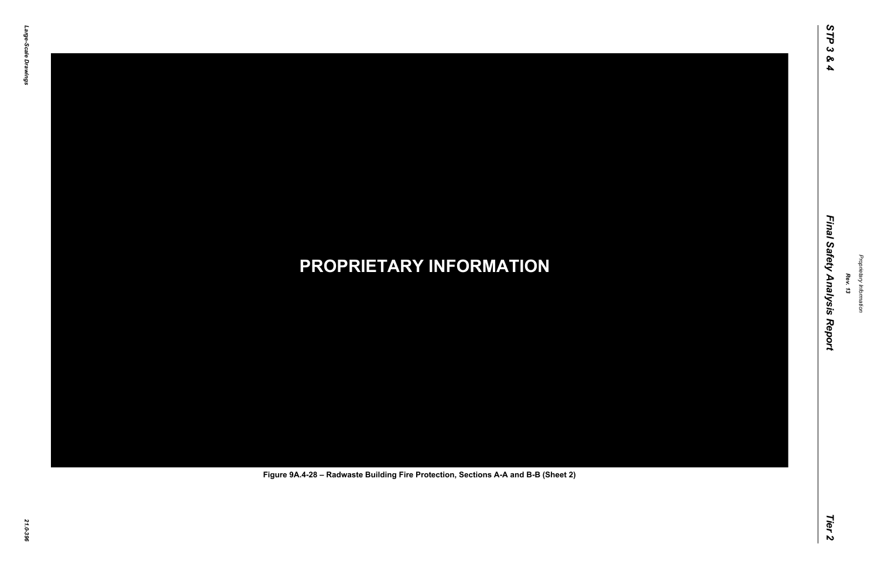**PROPRIETARY INFORMATION**

Figure 9A.4-28 – Radwaste Building Fire Protection, Sections A-A and B-B (Sheet 2)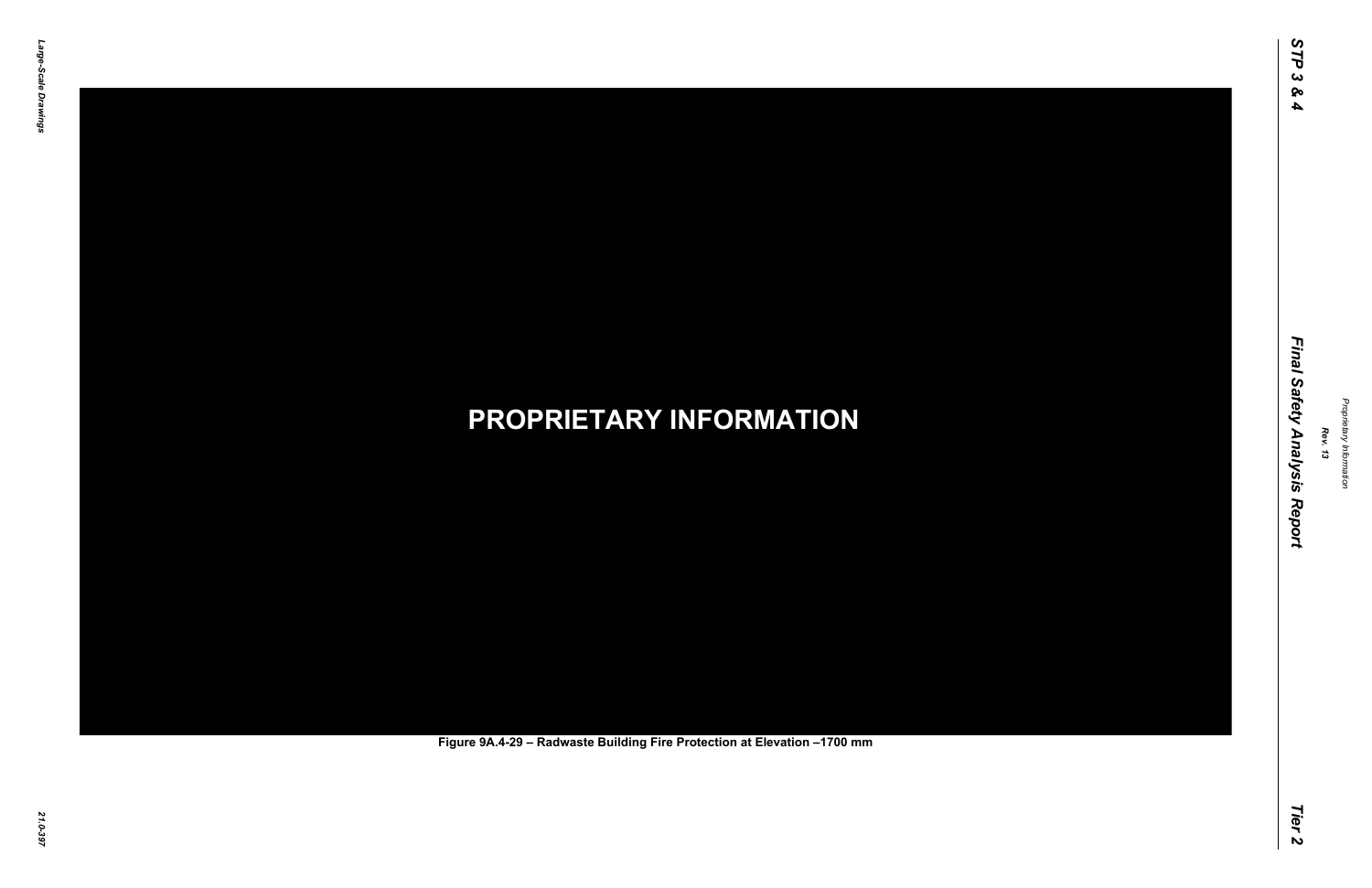**PROPRIETARY INFORMATION**

Figure 9A.4-29 – Radwaste Building Fire Protection at Elevation –1700 mm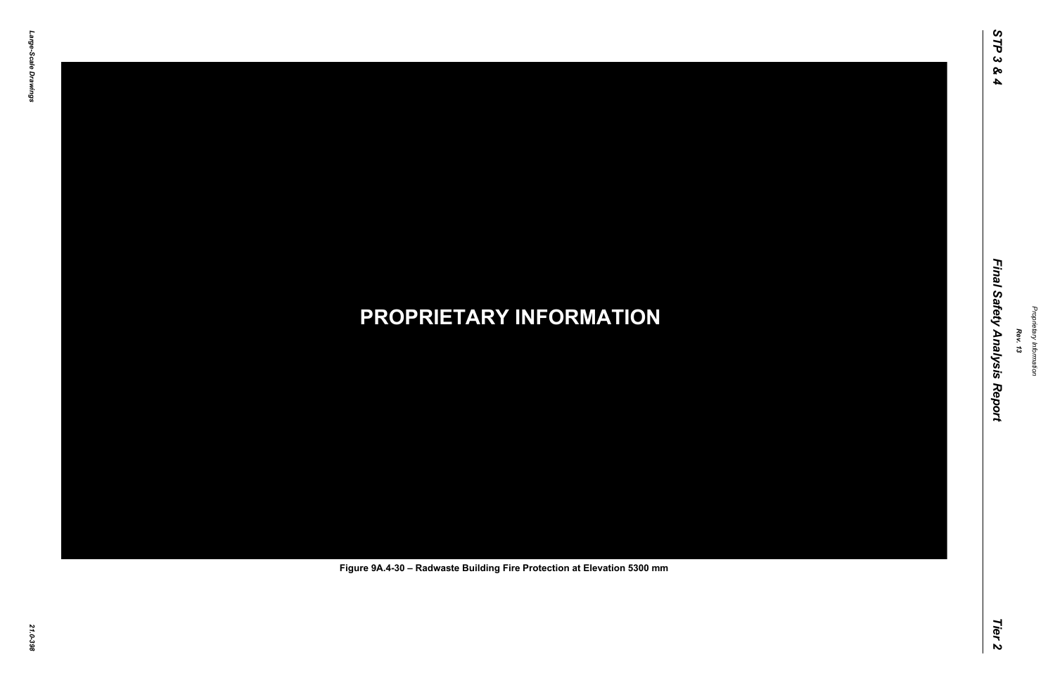**PROPRIETARY INFORMATION**

Figure 9A.4-30 – Radwaste Building Fire Protection at Elevation 5300 mm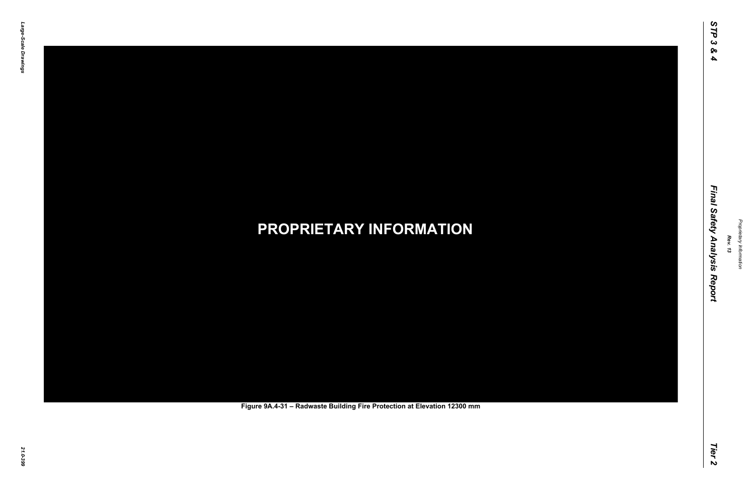PROPRIETARY INFORMATION

Figure 9A.4-31 – Radwaste Building Fire Protection at Elevation 12300 mm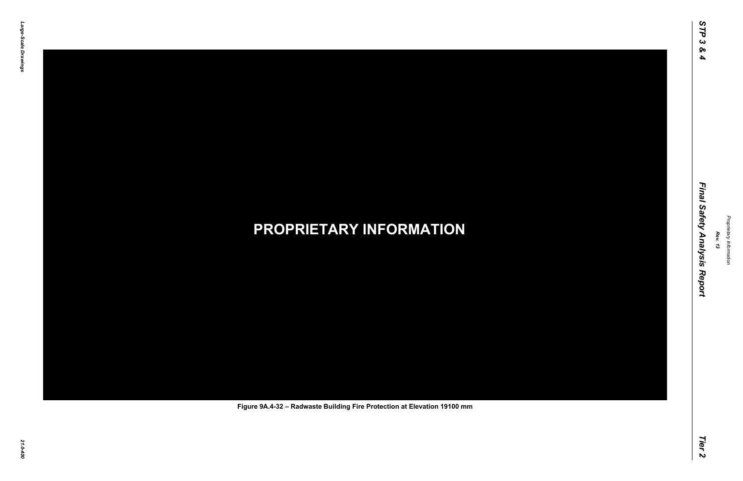**PROPRIETARY INFORMATION**

Figure 9A.4-32 – Radwaste Building Fire Protection at Elevation 19100 mm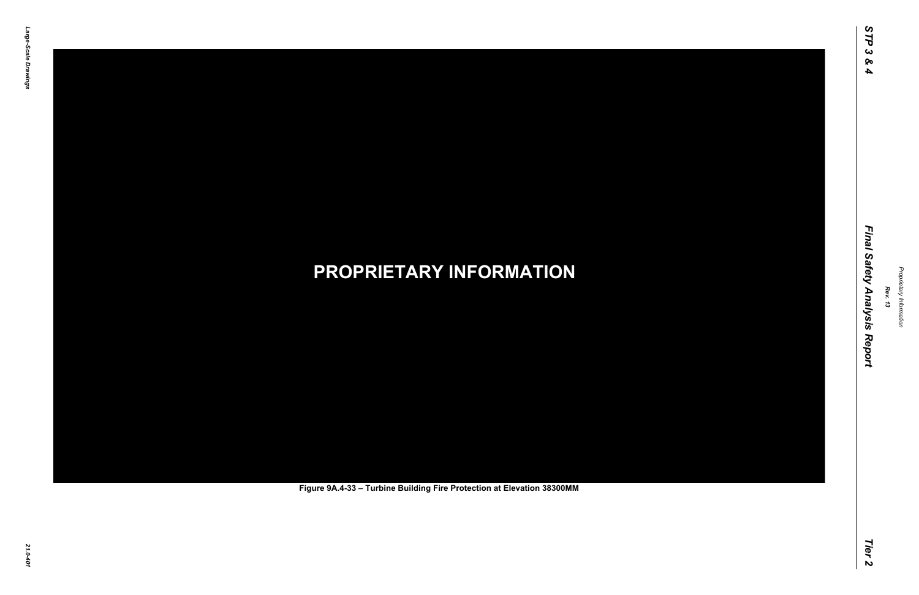**PROPRIETARY INFORMATION**

Figure 9A.4-33 – Turbine Building Fire Protection at Elevation 38300MM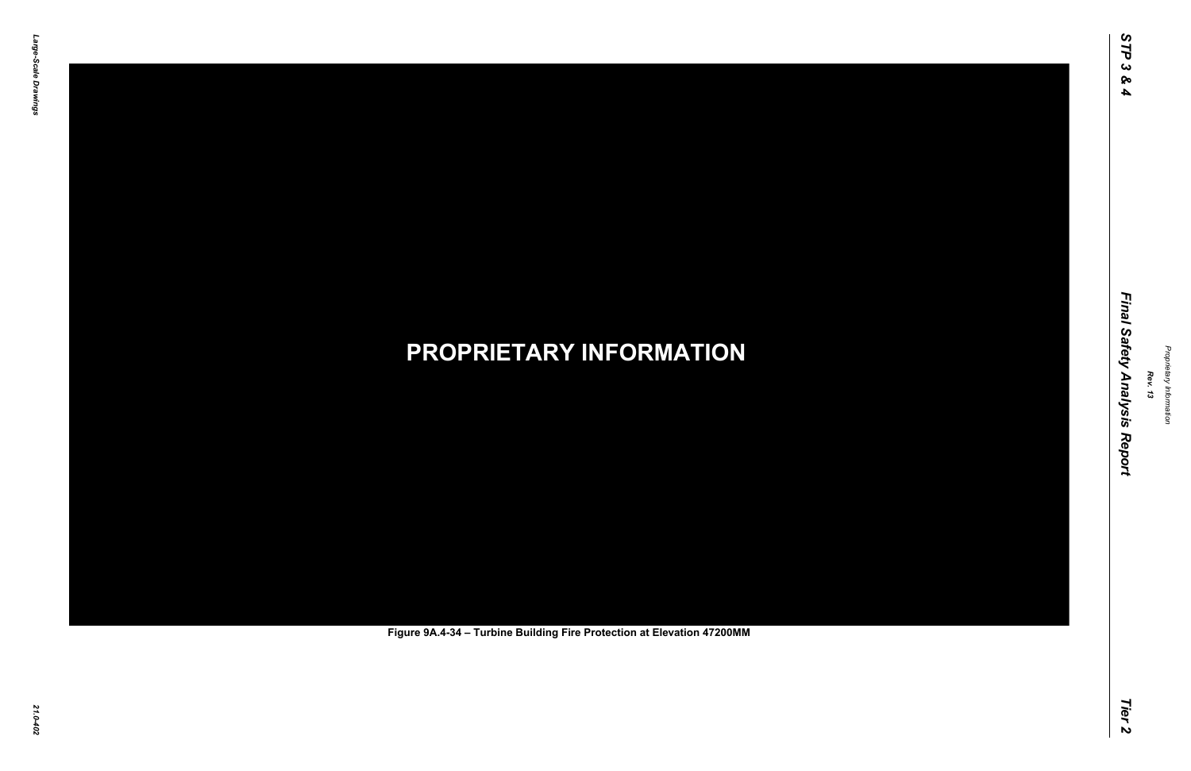PROPRIETARY INFORMATION

Figure 9A.4-34 – Turbine Building Fire Protection at Elevation 47200MM